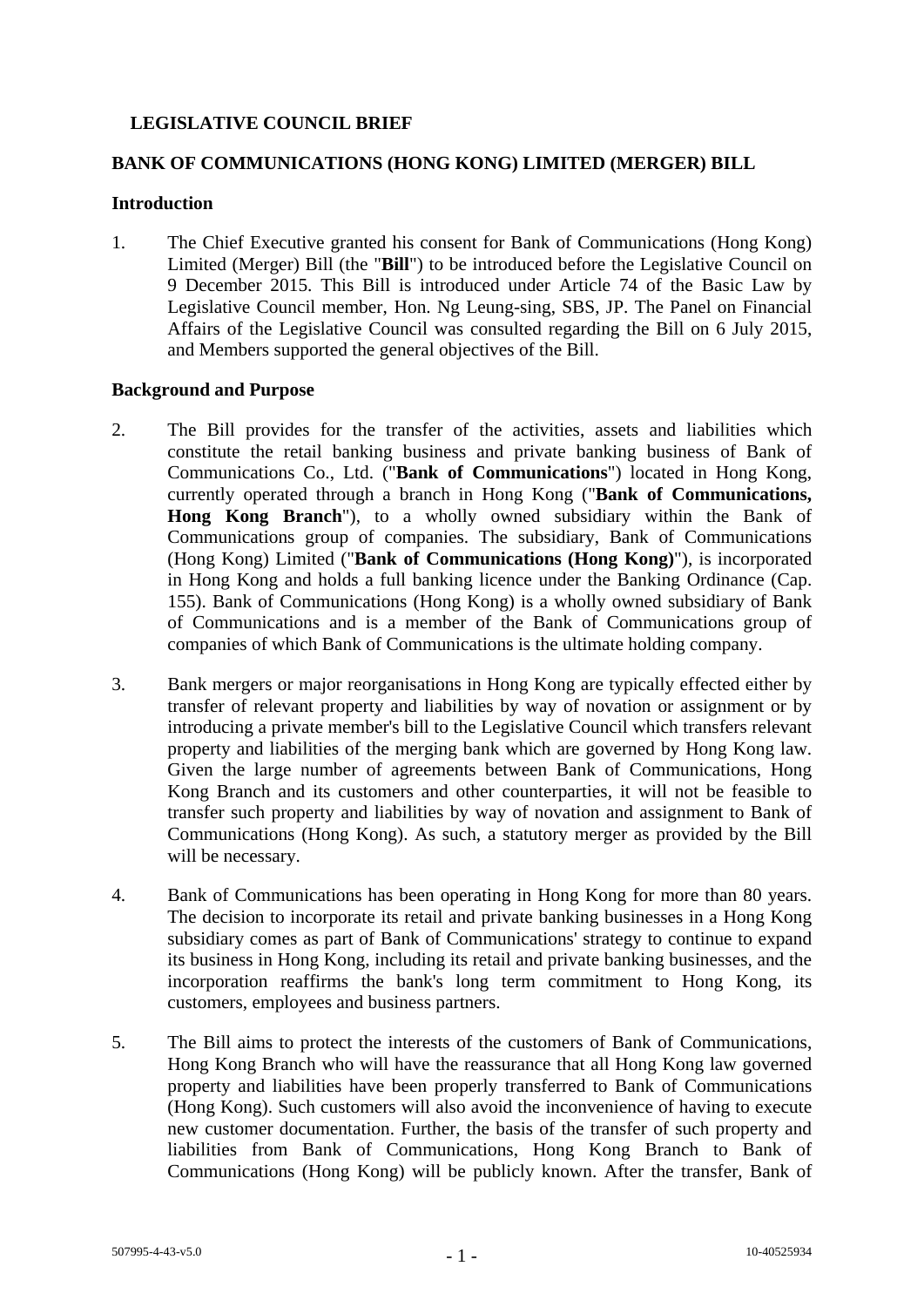# LEGISLATIVE COUNCIL BRIEF

## BANK OF COMMUNICATIONS (HONG KONG) LIMITED (MERGER) BILL

### Introduction

1. The Chief Executive granted his consent for Bank of Communications (Hong Kong) Limited (Merger) Bill (the "**Bill**") to be introduced before the Legislative Council on 9 December 2015. This Bill is introduced under Article 74 of the Basic Law by Legislative Council member, Hon. Ng Leung-sing, SBS, JP. The Panel on Financial Affairs of the Legislative Council was consulted regarding the Bill on 6 July 2015, and Members supported the general objectives of the Bill.

### Background and Purpose

2. The Bill provides for the transfer of the activities, assets and liabilities which constitute the retail banking business and private banking business of Bank of Communications Co., Ltd. ("**Bank of Communications**") located in Hong Kong, currently operated through a branch in Hong Kong ("**Bank of Communications, Hong Kong Branch**"), to a wholly owned subsidiary within the Bank of Communications group of companies. The subsidiary, Bank of Communications (Hong Kong) Limited ("**Bank of Communications (Hong Kong)**"), is incorporated in Hong Kong and holds a full banking licence under the Banking Ordinance (Cap. 155). Bank of Communications (Hong Kong) is a wholly owned subsidiary of Bank of Communications and is a member of the Bank of Communications group of companies of which Bank of Communications is the ultimate holding company.

3. Bank mergers or major reorganisations in Hong Kong are typically effected either by transfer of relevant property and liabilities by way of novation or assignment or by introducing a private member's bill to the Legislative Council which transfers relevant property and liabilities of the merging bank which are governed by Hong Kong law. Given the large number of agreements between Bank of Communications, Hong Kong Branch and its customers and other counterparties, it will not be feasible to transfer such property and liabilities by way of novation and assignment to Bank of Communications (Hong Kong). As such, a statutory merger as provided by the Bill will be necessary.

4. Bank of Communications has been operating in Hong Kong for more than 80 years. The decision to incorporate its retail and private banking businesses in a Hong Kong subsidiary comes as part of Bank of Communications' strategy to continue to expand its business in Hong Kong, including its retail and private banking businesses, and the incorporation reaffirms the bank's long term commitment to Hong Kong, its customers, employees and business partners.

5. The Bill aims to protect the interests of the customers of Bank of Communications, Hong Kong Branch who will have the reassurance that all Hong Kong law governed property and liabilities have been properly transferred to Bank of Communications (Hong Kong). Such customers will also avoid the inconvenience of having to execute new customer documentation. Further, the basis of the transfer of such property and liabilities from Bank of Communications, Hong Kong Branch to Bank of Communications (Hong Kong) will be publicly known. After the transfer, Bank of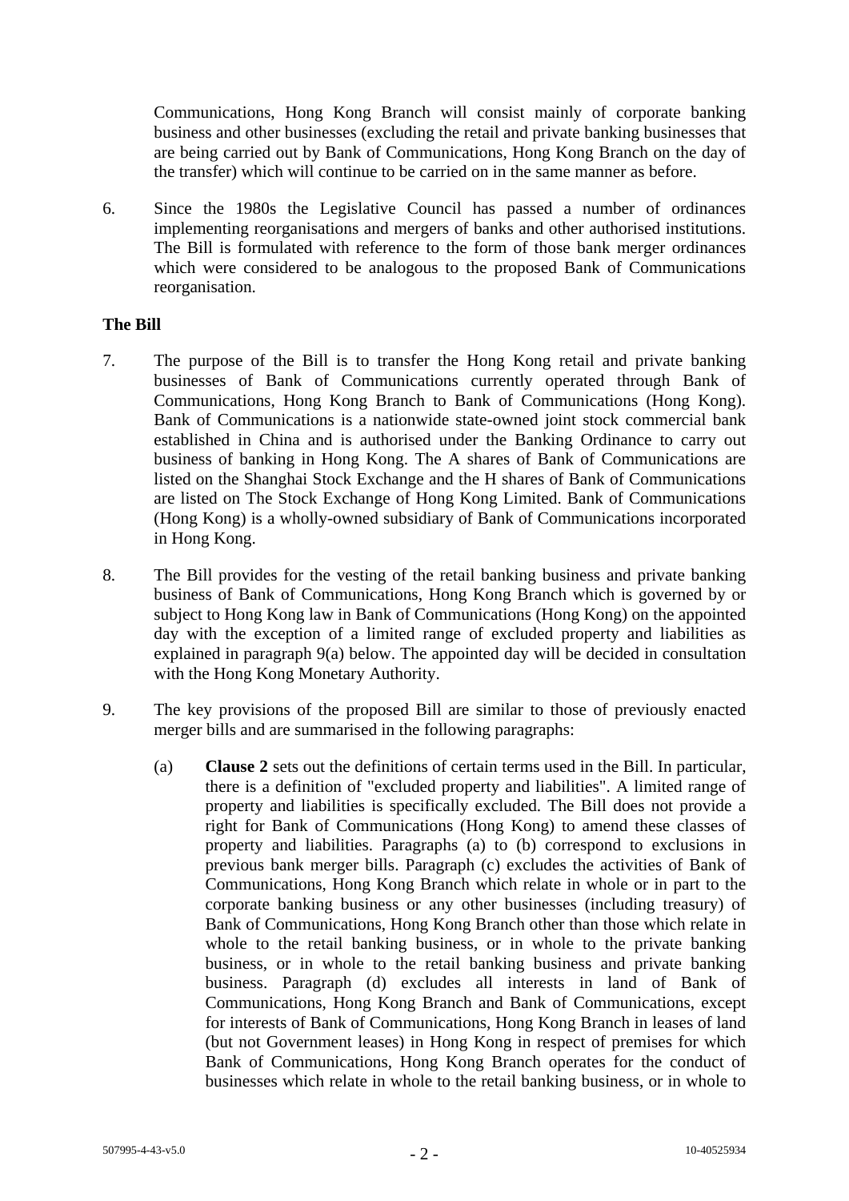Communications, Hong Kong Branch will consist mainly of corporate banking business and other businesses (excluding the retail and private banking businesses that are being carried out by Bank of Communications, Hong Kong Branch on the day of the transfer) which will continue to be carried on in the same manner as before.

6. Since the 1980s the Legislative Council has passed a number of ordinances implementing reorganisations and mergers of banks and other authorised institutions. The Bill is formulated with reference to the form of those bank merger ordinances which were considered to be analogous to the proposed Bank of Communications reorganisation.

**The Bill**

7. The purpose of the Bill is to transfer the Hong Kong retail and private banking businesses of Bank of Communications currently operated through Bank of Communications, Hong Kong Branch to Bank of Communications (Hong Kong). Bank of Communications is a nationwide state-owned joint stock commercial bank established in China and is authorised under the Banking Ordinance to carry out business of banking in Hong Kong. The A shares of Bank of Communications are listed on the Shanghai Stock Exchange and the H shares of Bank of Communications are listed on The Stock Exchange of Hong Kong Limited. Bank of Communications (Hong Kong) is a wholly-owned subsidiary of Bank of Communications incorporated in Hong Kong.

8. The Bill provides for the vesting of the retail banking business and private banking business of Bank of Communications, Hong Kong Branch which is governed by or subject to Hong Kong law in Bank of Communications (Hong Kong) on the appointed day with the exception of a limited range of excluded property and liabilities as explained in paragraph 9(a) below. The appointed day will be decided in consultation with the Hong Kong Monetary Authority.

9. The key provisions of the proposed Bill are similar to those of previously enacted merger bills and are summarised in the following paragraphs:

   (a) **Clause 2** sets out the definitions of certain terms used in the Bill. In particular, there is a definition of "excluded property and liabilities". A limited range of property and liabilities is specifically excluded. The Bill does not provide a right for Bank of Communications (Hong Kong) to amend these classes of property and liabilities. Paragraphs (a) to (b) correspond to exclusions in previous bank merger bills. Paragraph (c) excludes the activities of Bank of Communications, Hong Kong Branch which relate in whole or in part to the corporate banking business or any other businesses (including treasury) of Bank of Communications, Hong Kong Branch other than those which relate in whole to the retail banking business, or in whole to the private banking business, or in whole to the retail banking business and private banking business. Paragraph (d) excludes all interests in land of Bank of Communications, Hong Kong Branch and Bank of Communications, except for interests of Bank of Communications, Hong Kong Branch in leases of land (but not Government leases) in Hong Kong in respect of premises for which Bank of Communications, Hong Kong Branch operates for the conduct of businesses which relate in whole to the retail banking business, or in whole to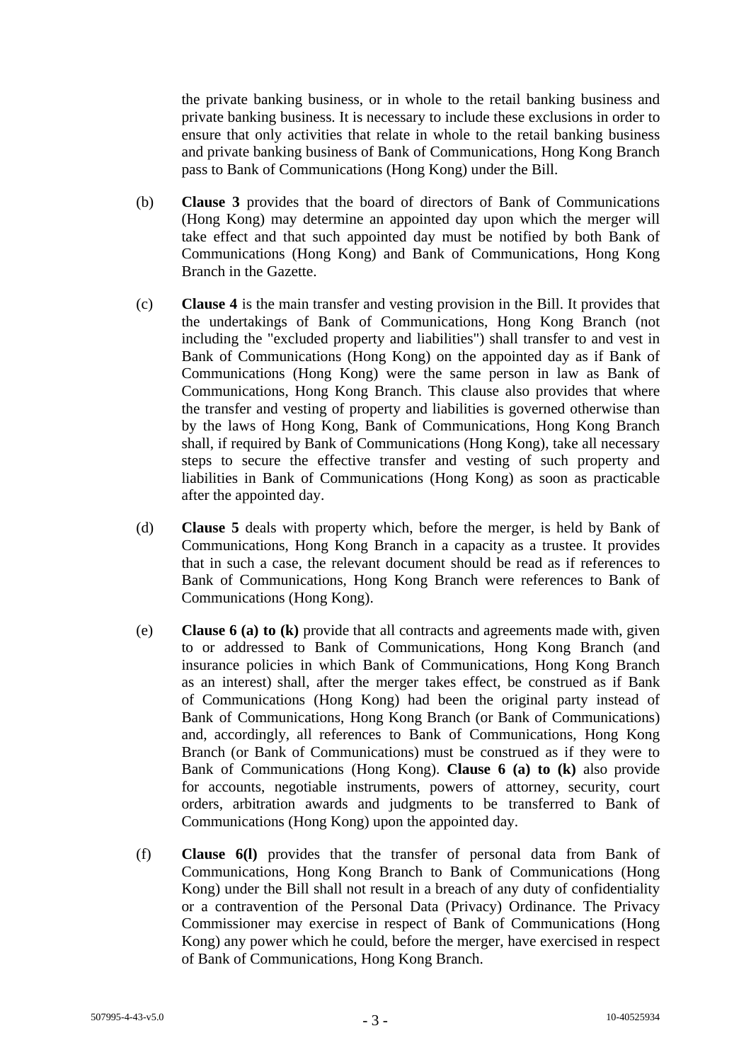the private banking business, or in whole to the retail banking business and private banking business. It is necessary to include these exclusions in order to ensure that only activities that relate in whole to the retail banking business and private banking business of Bank of Communications, Hong Kong Branch pass to Bank of Communications (Hong Kong) under the Bill.

(b) **Clause 3** provides that the board of directors of Bank of Communications (Hong Kong) may determine an appointed day upon which the merger will take effect and that such appointed day must be notified by both Bank of Communications (Hong Kong) and Bank of Communications, Hong Kong Branch in the Gazette.

(c) **Clause 4** is the main transfer and vesting provision in the Bill. It provides that the undertakings of Bank of Communications, Hong Kong Branch (not including the "excluded property and liabilities") shall transfer to and vest in Bank of Communications (Hong Kong) on the appointed day as if Bank of Communications (Hong Kong) were the same person in law as Bank of Communications, Hong Kong Branch. This clause also provides that where the transfer and vesting of property and liabilities is governed otherwise than by the laws of Hong Kong, Bank of Communications, Hong Kong Branch shall, if required by Bank of Communications (Hong Kong), take all necessary steps to secure the effective transfer and vesting of such property and liabilities in Bank of Communications (Hong Kong) as soon as practicable after the appointed day.

(d) **Clause 5** deals with property which, before the merger, is held by Bank of Communications, Hong Kong Branch in a capacity as a trustee. It provides that in such a case, the relevant document should be read as if references to Bank of Communications, Hong Kong Branch were references to Bank of Communications (Hong Kong).

(e) **Clause 6 (a) to (k)** provide that all contracts and agreements made with, given to or addressed to Bank of Communications, Hong Kong Branch (and insurance policies in which Bank of Communications, Hong Kong Branch as an interest) shall, after the merger takes effect, be construed as if Bank of Communications (Hong Kong) had been the original party instead of Bank of Communications, Hong Kong Branch (or Bank of Communications) and, accordingly, all references to Bank of Communications, Hong Kong Branch (or Bank of Communications) must be construed as if they were to Bank of Communications (Hong Kong). **Clause 6 (a) to (k)** also provide for accounts, negotiable instruments, powers of attorney, security, court orders, arbitration awards and judgments to be transferred to Bank of Communications (Hong Kong) upon the appointed day.

(f) **Clause 6(l)** provides that the transfer of personal data from Bank of Communications, Hong Kong Branch to Bank of Communications (Hong Kong) under the Bill shall not result in a breach of any duty of confidentiality or a contravention of the Personal Data (Privacy) Ordinance. The Privacy Commissioner may exercise in respect of Bank of Communications (Hong Kong) any power which he could, before the merger, have exercised in respect of Bank of Communications, Hong Kong Branch.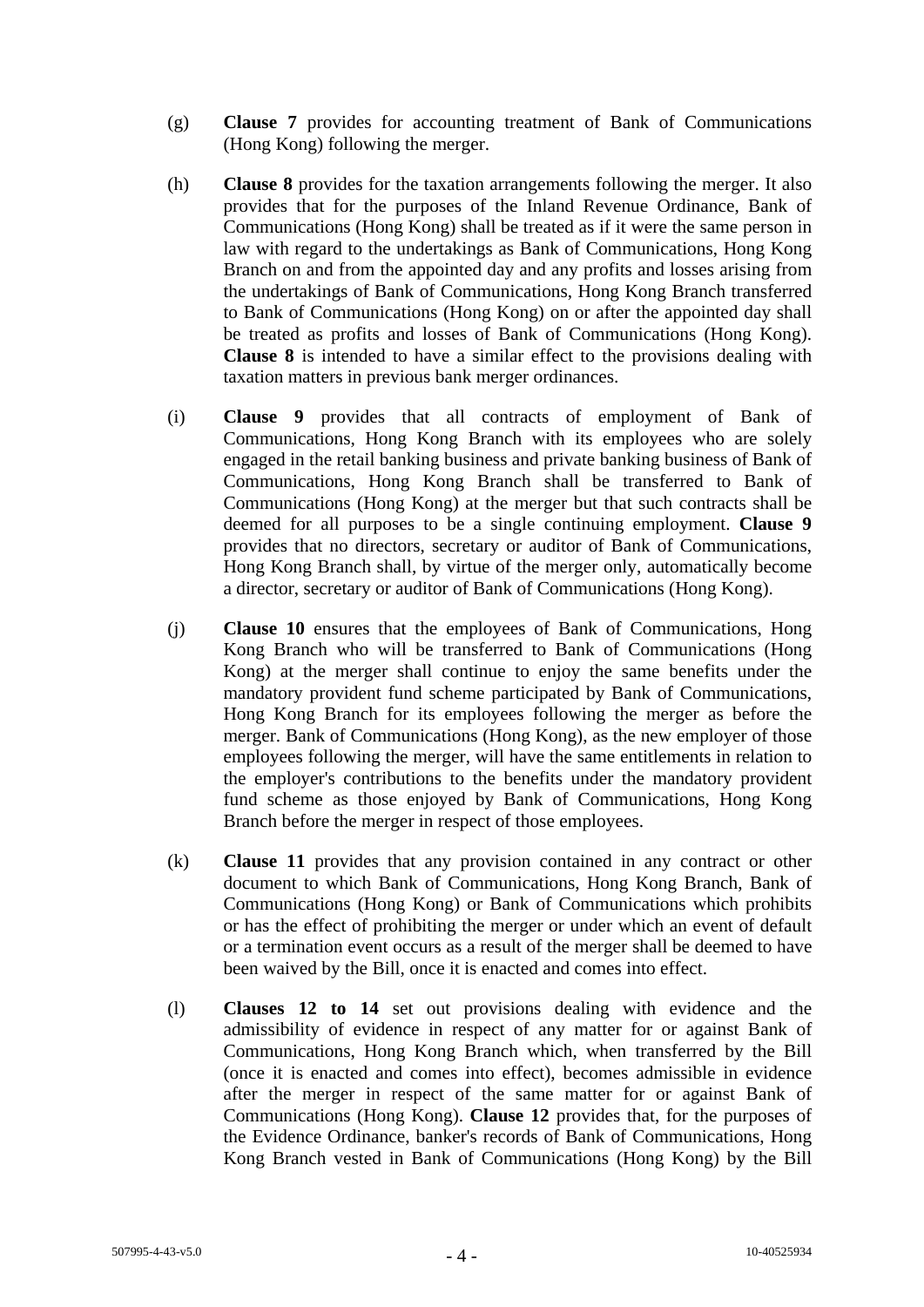(g) **Clause 7** provides for accounting treatment of Bank of Communications (Hong Kong) following the merger.

(h) **Clause 8** provides for the taxation arrangements following the merger. It also provides that for the purposes of the Inland Revenue Ordinance, Bank of Communications (Hong Kong) shall be treated as if it were the same person in law with regard to the undertakings as Bank of Communications, Hong Kong Branch on and from the appointed day and any profits and losses arising from the undertakings of Bank of Communications, Hong Kong Branch transferred to Bank of Communications (Hong Kong) on or after the appointed day shall be treated as profits and losses of Bank of Communications (Hong Kong). **Clause 8** is intended to have a similar effect to the provisions dealing with taxation matters in previous bank merger ordinances.

(i) **Clause 9** provides that all contracts of employment of Bank of Communications, Hong Kong Branch with its employees who are solely engaged in the retail banking business and private banking business of Bank of Communications, Hong Kong Branch shall be transferred to Bank of Communications (Hong Kong) at the merger but that such contracts shall be deemed for all purposes to be a single continuing employment. **Clause 9** provides that no directors, secretary or auditor of Bank of Communications, Hong Kong Branch shall, by virtue of the merger only, automatically become a director, secretary or auditor of Bank of Communications (Hong Kong).

(j) **Clause 10** ensures that the employees of Bank of Communications, Hong Kong Branch who will be transferred to Bank of Communications (Hong Kong) at the merger shall continue to enjoy the same benefits under the mandatory provident fund scheme participated by Bank of Communications, Hong Kong Branch for its employees following the merger as before the merger. Bank of Communications (Hong Kong), as the new employer of those employees following the merger, will have the same entitlements in relation to the employer's contributions to the benefits under the mandatory provident fund scheme as those enjoyed by Bank of Communications, Hong Kong Branch before the merger in respect of those employees.

(k) **Clause 11** provides that any provision contained in any contract or other document to which Bank of Communications, Hong Kong Branch, Bank of Communications (Hong Kong) or Bank of Communications which prohibits or has the effect of prohibiting the merger or under which an event of default or a termination event occurs as a result of the merger shall be deemed to have been waived by the Bill, once it is enacted and comes into effect.

(l) **Clauses 12 to 14** set out provisions dealing with evidence and the admissibility of evidence in respect of any matter for or against Bank of Communications, Hong Kong Branch which, when transferred by the Bill (once it is enacted and comes into effect), becomes admissible in evidence after the merger in respect of the same matter for or against Bank of Communications (Hong Kong). **Clause 12** provides that, for the purposes of the Evidence Ordinance, banker's records of Bank of Communications, Hong Kong Branch vested in Bank of Communications (Hong Kong) by the Bill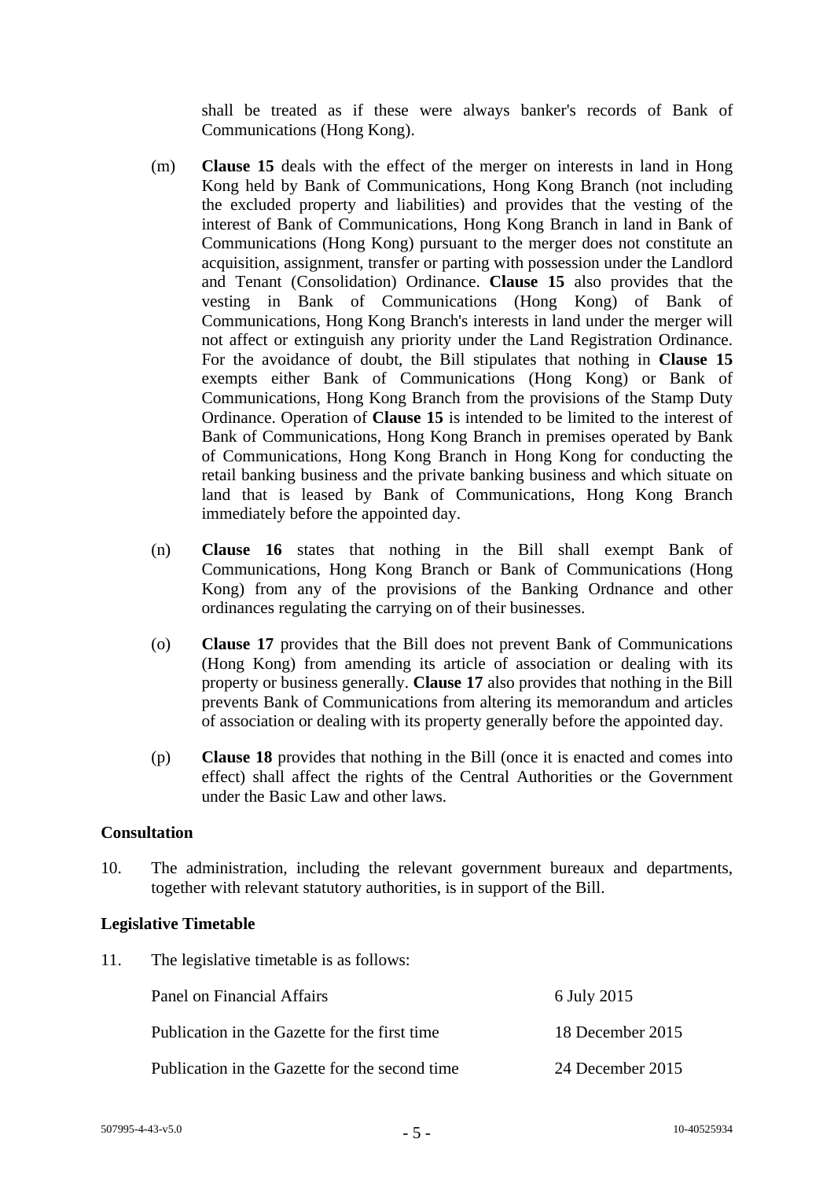shall be treated as if these were always banker's records of Bank of Communications (Hong Kong).

(m) **Clause 15** deals with the effect of the merger on interests in land in Hong Kong held by Bank of Communications, Hong Kong Branch (not including the excluded property and liabilities) and provides that the vesting of the interest of Bank of Communications, Hong Kong Branch in land in Bank of Communications (Hong Kong) pursuant to the merger does not constitute an acquisition, assignment, transfer or parting with possession under the Landlord and Tenant (Consolidation) Ordinance. **Clause 15** also provides that the vesting in Bank of Communications (Hong Kong) of Bank of Communications, Hong Kong Branch's interests in land under the merger will not affect or extinguish any priority under the Land Registration Ordinance. For the avoidance of doubt, the Bill stipulates that nothing in **Clause 15** exempts either Bank of Communications (Hong Kong) or Bank of Communications, Hong Kong Branch from the provisions of the Stamp Duty Ordinance. Operation of **Clause 15** is intended to be limited to the interest of Bank of Communications, Hong Kong Branch in premises operated by Bank of Communications, Hong Kong Branch in Hong Kong for conducting the retail banking business and the private banking business and which situate on land that is leased by Bank of Communications, Hong Kong Branch immediately before the appointed day.

(n) **Clause 16** states that nothing in the Bill shall exempt Bank of Communications, Hong Kong Branch or Bank of Communications (Hong Kong) from any of the provisions of the Banking Ordnance and other ordinances regulating the carrying on of their businesses.

(o) **Clause 17** provides that the Bill does not prevent Bank of Communications (Hong Kong) from amending its article of association or dealing with its property or business generally. **Clause 17** also provides that nothing in the Bill prevents Bank of Communications from altering its memorandum and articles of association or dealing with its property generally before the appointed day.

(p) **Clause 18** provides that nothing in the Bill (once it is enacted and comes into effect) shall affect the rights of the Central Authorities or the Government under the Basic Law and other laws.

**Consultation**

10. The administration, including the relevant government bureaux and departments, together with relevant statutory authorities, is in support of the Bill.

**Legislative Timetable**

11. The legislative timetable is as follows:

| | |
|---|---|
| Panel on Financial Affairs | 6 July 2015 |
| Publication in the Gazette for the first time | 18 December 2015 |
| Publication in the Gazette for the second time | 24 December 2015 |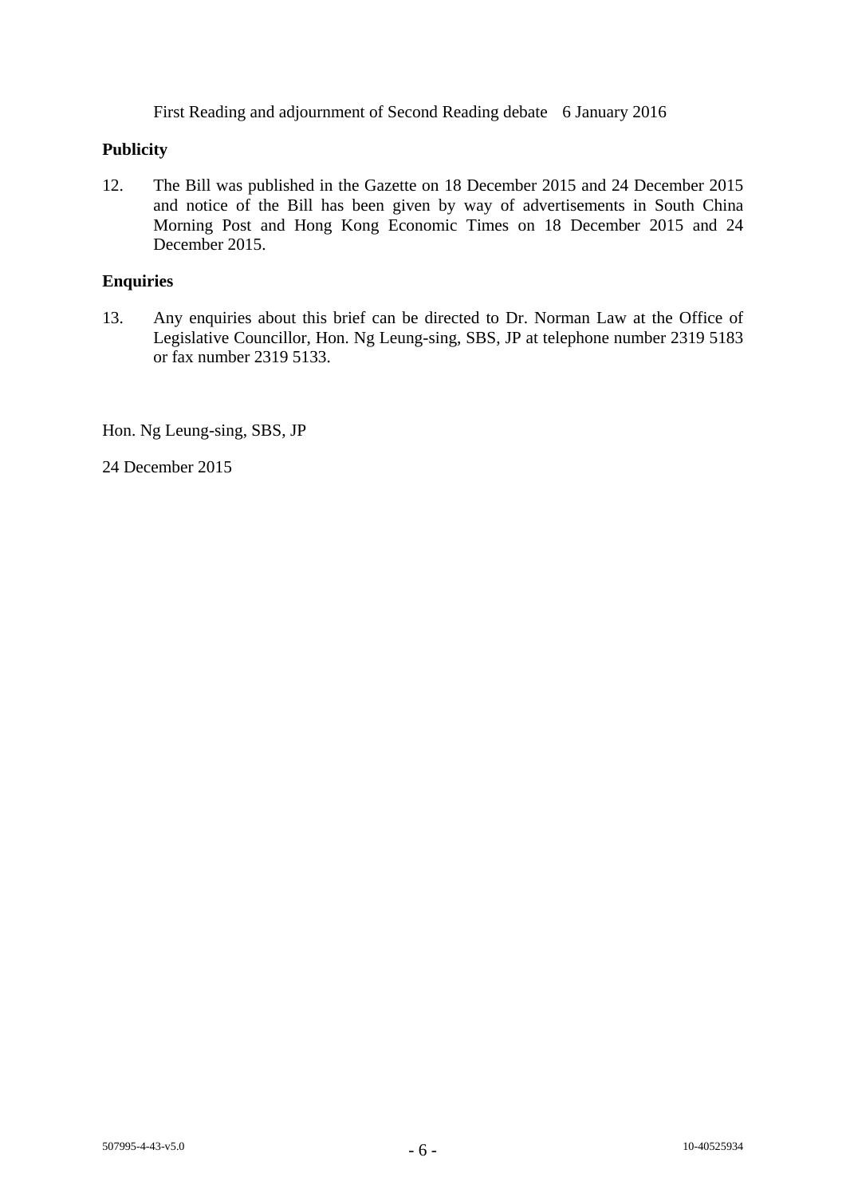First Reading and adjournment of Second Reading debate 6 January 2016

**Publicity**

12. The Bill was published in the Gazette on 18 December 2015 and 24 December 2015 and notice of the Bill has been given by way of advertisements in South China Morning Post and Hong Kong Economic Times on 18 December 2015 and 24 December 2015.

**Enquiries**

13. Any enquiries about this brief can be directed to Dr. Norman Law at the Office of Legislative Councillor, Hon. Ng Leung-sing, SBS, JP at telephone number 2319 5183 or fax number 2319 5133.

Hon. Ng Leung-sing, SBS, JP

24 December 2015